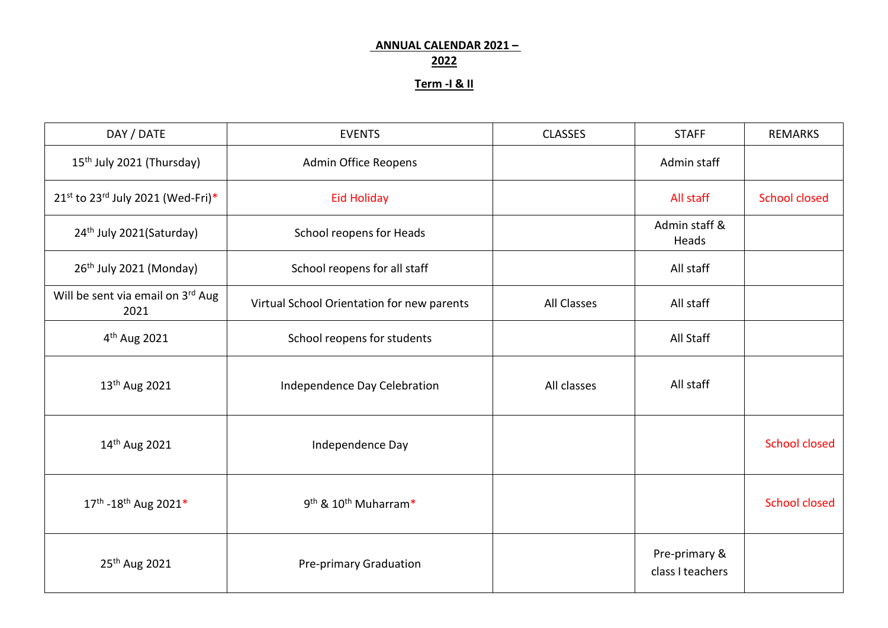# ANNUAL CALENDAR 2021 – 2022

## Term -I & II

| DAY / DATE | EVENTS | CLASSES | STAFF | REMARKS |
|---|---|---|---|---|
| 15th July 2021 (Thursday) | Admin Office Reopens | | Admin staff | |
| 21st to 23rd July 2021 (Wed-Fri)* | Eid Holiday | | All staff | School closed |
| 24th July 2021(Saturday) | School reopens for Heads | | Admin staff & Heads | |
| 26th July 2021 (Monday) | School reopens for all staff | | All staff | |
| Will be sent via email on 3rd Aug 2021 | Virtual School Orientation for new parents | All Classes | All staff | |
| 4th Aug 2021 | School reopens for students | | All Staff | |
| 13th Aug 2021 | Independence Day Celebration | All classes | All staff | |
| 14th Aug 2021 | Independence Day | | | School closed |
| 17th -18th Aug 2021* | 9th & 10th Muharram* | | | School closed |
| 25th Aug 2021 | Pre-primary Graduation | | Pre-primary & class I teachers | |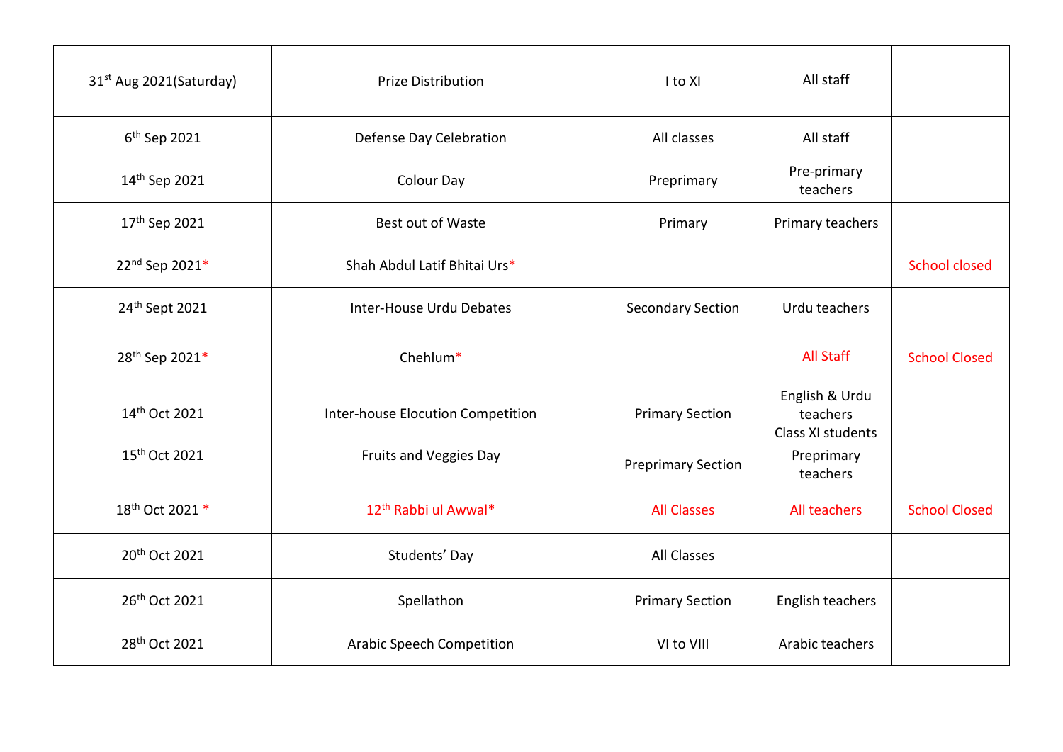| | | | | |
|---|---|---|---|---|
| 31st Aug 2021(Saturday) | Prize Distribution | I to XI | All staff | |
| 6th Sep 2021 | Defense Day Celebration | All classes | All staff | |
| 14th Sep 2021 | Colour Day | Preprimary | Pre-primary teachers | |
| 17th Sep 2021 | Best out of Waste | Primary | Primary teachers | |
| 22nd Sep 2021* | Shah Abdul Latif Bhitai Urs* | | | School closed |
| 24th Sept 2021 | Inter-House Urdu Debates | Secondary Section | Urdu teachers | |
| 28th Sep 2021* | Chehlum* | | All Staff | School Closed |
| 14th Oct 2021 | Inter-house Elocution Competition | Primary Section | English & Urdu teachers Class XI students | |
| 15th Oct 2021 | Fruits and Veggies Day | Preprimary Section | Preprimary teachers | |
| 18th Oct 2021 * | 12th Rabbi ul Awwal* | All Classes | All teachers | School Closed |
| 20th Oct 2021 | Students' Day | All Classes | | |
| 26th Oct 2021 | Spellathon | Primary Section | English teachers | |
| 28th Oct 2021 | Arabic Speech Competition | VI to VIII | Arabic teachers | |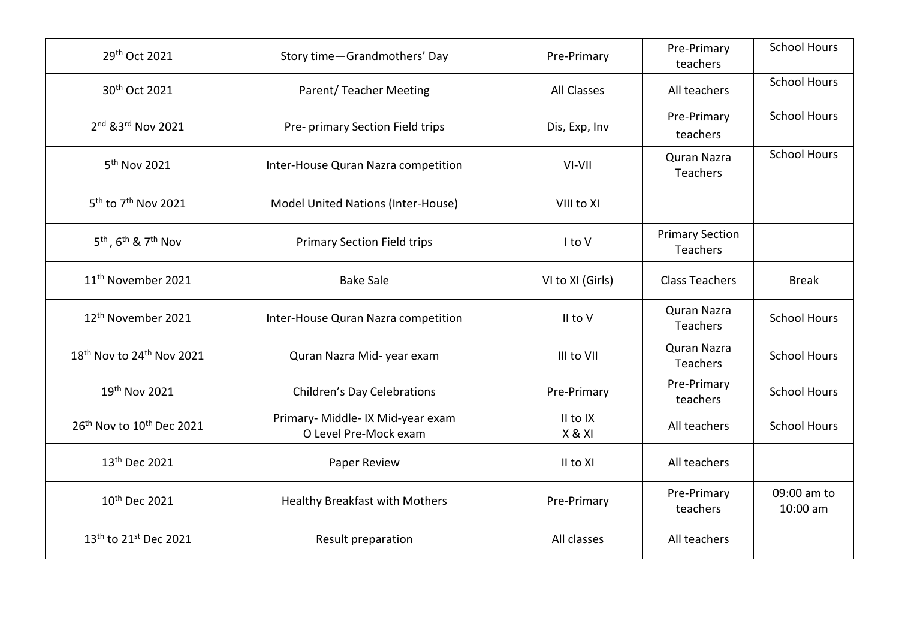| | | | | |
|---|---|---|---|---|
| 29th Oct 2021 | Story time—Grandmothers' Day | Pre-Primary | Pre-Primary teachers | School Hours |
| 30th Oct 2021 | Parent/ Teacher Meeting | All Classes | All teachers | School Hours |
| 2nd &3rd Nov 2021 | Pre- primary Section Field trips | Dis, Exp, Inv | Pre-Primary teachers | School Hours |
| 5th Nov 2021 | Inter-House Quran Nazra competition | VI-VII | Quran Nazra Teachers | School Hours |
| 5th to 7th Nov 2021 | Model United Nations (Inter-House) | VIII to XI | | |
| 5th , 6th & 7th Nov | Primary Section Field trips | I to V | Primary Section Teachers | |
| 11th November 2021 | Bake Sale | VI to XI (Girls) | Class Teachers | Break |
| 12th November 2021 | Inter-House Quran Nazra competition | II to V | Quran Nazra Teachers | School Hours |
| 18th Nov to 24th Nov 2021 | Quran Nazra Mid- year exam | III to VII | Quran Nazra Teachers | School Hours |
| 19th Nov 2021 | Children's Day Celebrations | Pre-Primary | Pre-Primary teachers | School Hours |
| 26th Nov to 10th Dec 2021 | Primary- Middle- IX Mid-year exam<br>O Level Pre-Mock exam | II to IX<br>X & XI | All teachers | School Hours |
| 13th Dec 2021 | Paper Review | II to XI | All teachers | |
| 10th Dec 2021 | Healthy Breakfast with Mothers | Pre-Primary | Pre-Primary teachers | 09:00 am to 10:00 am |
| 13th to 21st Dec 2021 | Result preparation | All classes | All teachers | |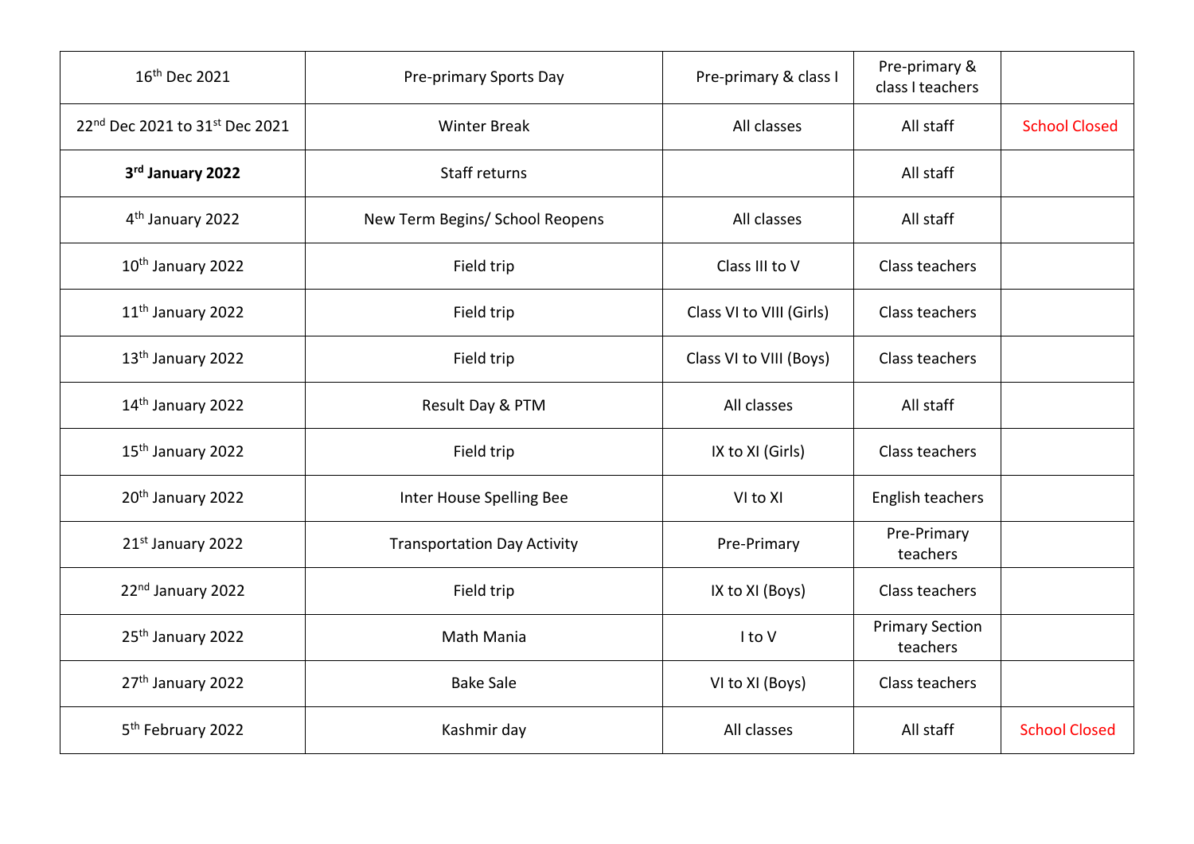| 16th Dec 2021 | Pre-primary Sports Day | Pre-primary & class I | Pre-primary & class I teachers | |
|---|---|---|---|---|
| 22nd Dec 2021 to 31st Dec 2021 | Winter Break | All classes | All staff | School Closed |
| **3rd January 2022** | Staff returns | | All staff | |
| 4th January 2022 | New Term Begins/ School Reopens | All classes | All staff | |
| 10th January 2022 | Field trip | Class III to V | Class teachers | |
| 11th January 2022 | Field trip | Class VI to VIII (Girls) | Class teachers | |
| 13th January 2022 | Field trip | Class VI to VIII (Boys) | Class teachers | |
| 14th January 2022 | Result Day & PTM | All classes | All staff | |
| 15th January 2022 | Field trip | IX to XI (Girls) | Class teachers | |
| 20th January 2022 | Inter House Spelling Bee | VI to XI | English teachers | |
| 21st January 2022 | Transportation Day Activity | Pre-Primary | Pre-Primary teachers | |
| 22nd January 2022 | Field trip | IX to XI (Boys) | Class teachers | |
| 25th January 2022 | Math Mania | I to V | Primary Section teachers | |
| 27th January 2022 | Bake Sale | VI to XI (Boys) | Class teachers | |
| 5th February 2022 | Kashmir day | All classes | All staff | School Closed |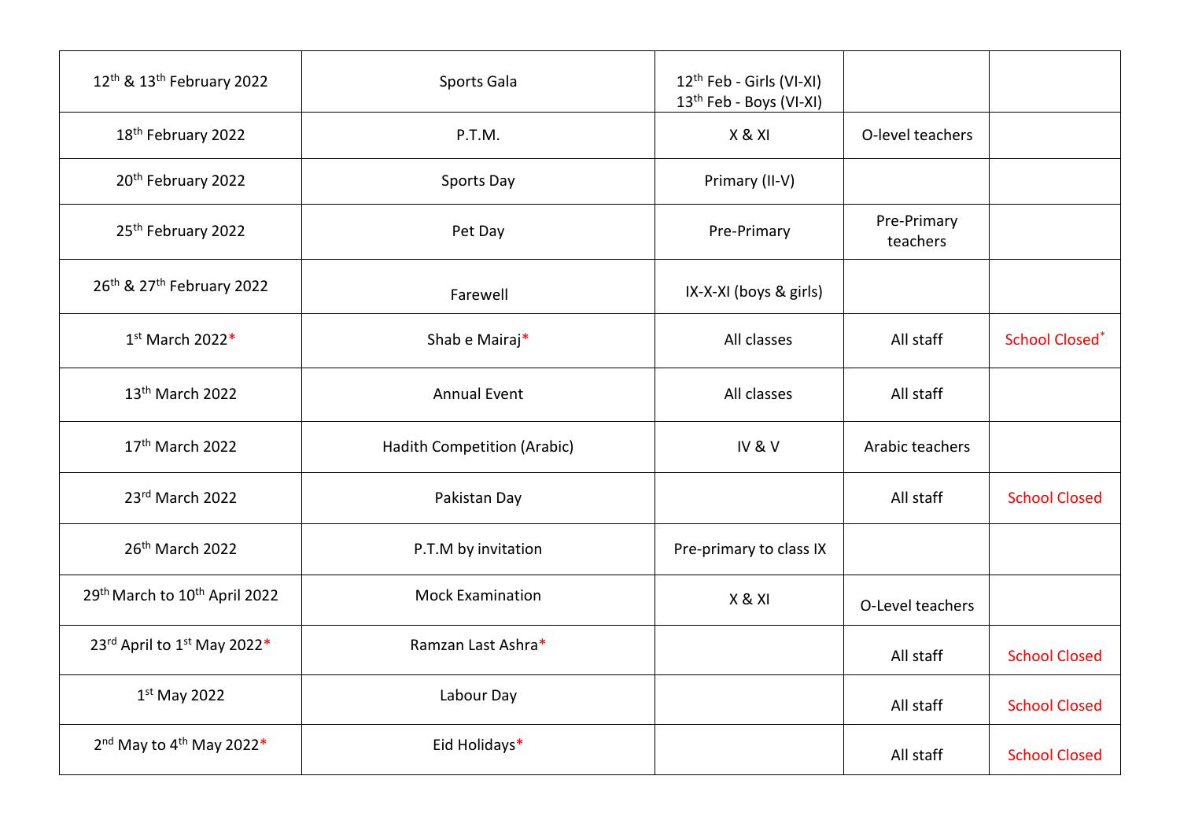| 12th & 13th February 2022 | Sports Gala | 12th Feb - Girls (VI-XI) 13th Feb - Boys (VI-XI) | | |
|---|---|---|---|---|
| 18th February 2022 | P.T.M. | X & XI | O-level teachers | |
| 20th February 2022 | Sports Day | Primary (II-V) | | |
| 25th February 2022 | Pet Day | Pre-Primary | Pre-Primary teachers | |
| 26th & 27th February 2022 | Farewell | IX-X-XI (boys & girls) | | |
| 1st March 2022* | Shab e Mairaj* | All classes | All staff | School Closed* |
| 13th March 2022 | Annual Event | All classes | All staff | |
| 17th March 2022 | Hadith Competition (Arabic) | IV & V | Arabic teachers | |
| 23rd March 2022 | Pakistan Day | | All staff | School Closed |
| 26th March 2022 | P.T.M by invitation | Pre-primary to class IX | | |
| 29th March to 10th April 2022 | Mock Examination | X & XI | O-Level teachers | |
| 23rd April to 1st May 2022* | Ramzan Last Ashra* | | All staff | School Closed |
| 1st May 2022 | Labour Day | | All staff | School Closed |
| 2nd May to 4th May 2022* | Eid Holidays* | | All staff | School Closed |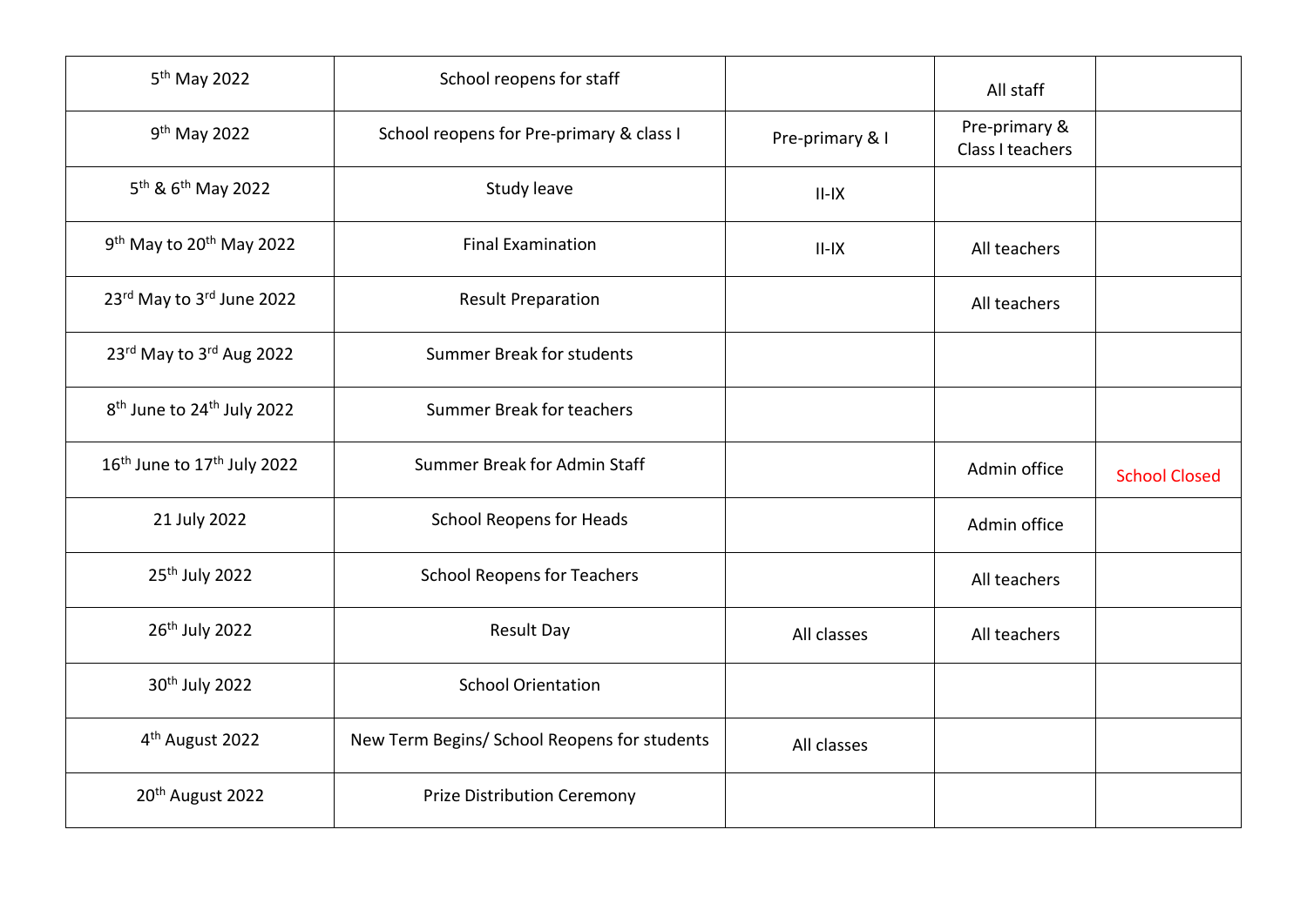| 5th May 2022 | School reopens for staff | | All staff | |
|---|---|---|---|---|
| 9th May 2022 | School reopens for Pre-primary & class I | Pre-primary & I | Pre-primary & Class I teachers | |
| 5th & 6th May 2022 | Study leave | II-IX | | |
| 9th May to 20th May 2022 | Final Examination | II-IX | All teachers | |
| 23rd May to 3rd June 2022 | Result Preparation | | All teachers | |
| 23rd May to 3rd Aug 2022 | Summer Break for students | | | |
| 8th June to 24th July 2022 | Summer Break for teachers | | | |
| 16th June to 17th July 2022 | Summer Break for Admin Staff | | Admin office | School Closed |
| 21 July 2022 | School Reopens for Heads | | Admin office | |
| 25th July 2022 | School Reopens for Teachers | | All teachers | |
| 26th July 2022 | Result Day | All classes | All teachers | |
| 30th July 2022 | School Orientation | | | |
| 4th August 2022 | New Term Begins/ School Reopens for students | All classes | | |
| 20th August 2022 | Prize Distribution Ceremony | | | |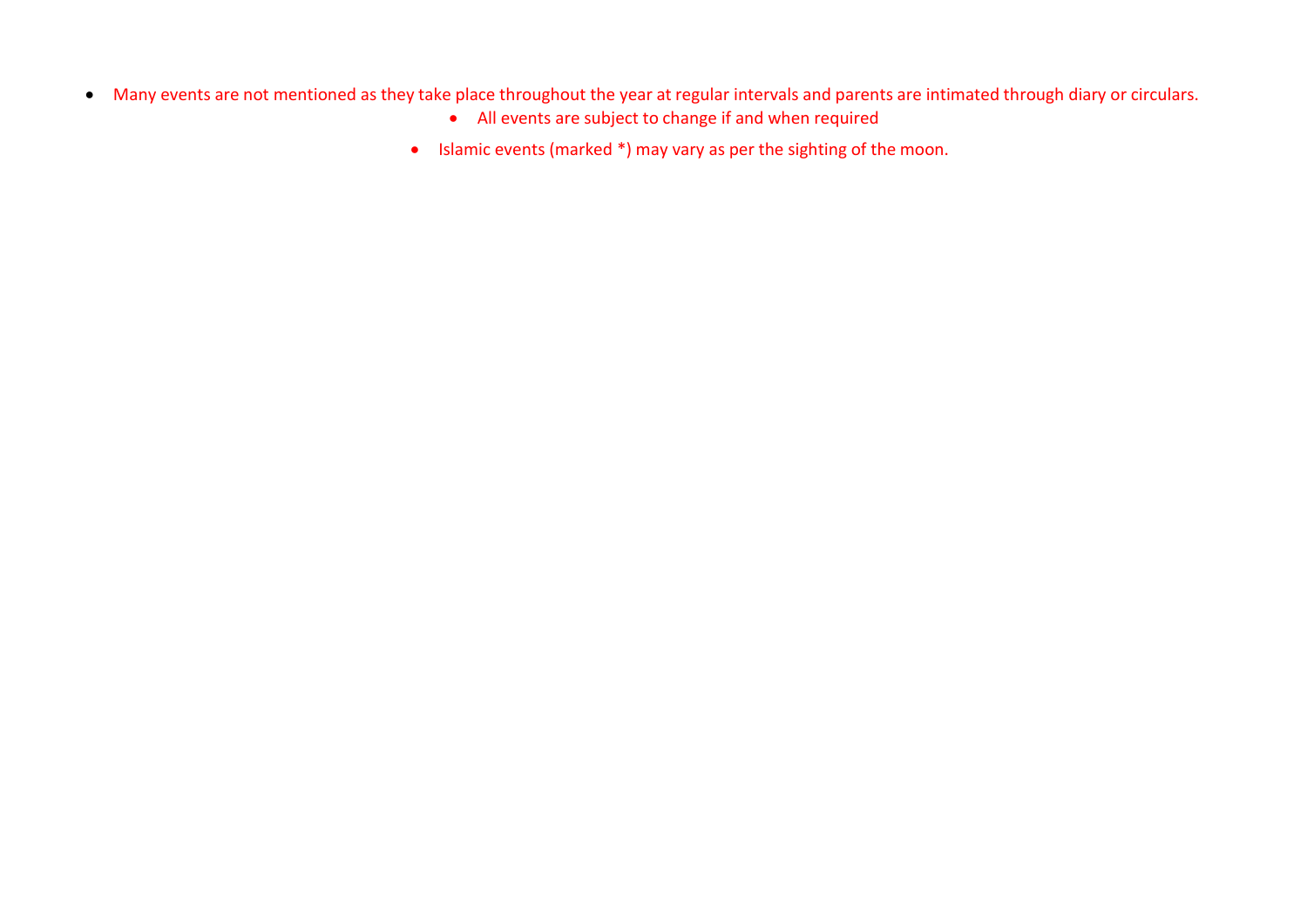- Many events are not mentioned as they take place throughout the year at regular intervals and parents are intimated through diary or circulars.
- All events are subject to change if and when required
- Islamic events (marked *) may vary as per the sighting of the moon.